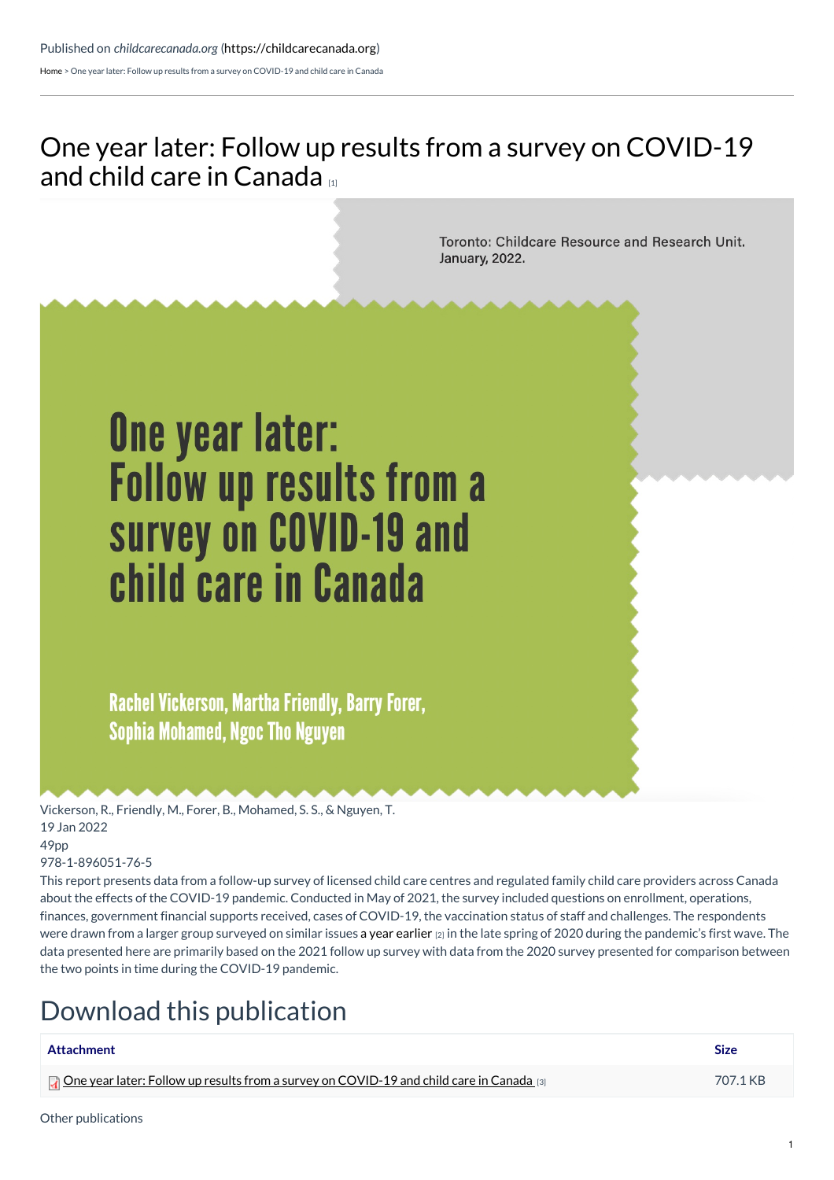Published on *childcarecanada.org* (https://childcarecanada.org)

Home > One year later: Follow up results from a survey on COVID-19 and child care in Canada

# One year later: Follow up results from a survey on COVID-19 and child care in Canada [1]

Toronto: Childcare Resource and Research Unit.
January, 2022.

**One year later: Follow up results from a survey on COVID-19 and child care in Canada**

Rachel Vickerson, Martha Friendly, Barry Forer, Sophia Mohamed, Ngoc Tho Nguyen

Vickerson, R., Friendly, M., Forer, B., Mohamed, S. S., & Nguyen, T.
19 Jan 2022
49pp
978-1-896051-76-5

This report presents data from a follow-up survey of licensed child care centres and regulated family child care providers across Canada about the effects of the COVID-19 pandemic. Conducted in May of 2021, the survey included questions on enrollment, operations, finances, government financial supports received, cases of COVID-19, the vaccination status of staff and challenges. The respondents were drawn from a larger group surveyed on similar issues a year earlier [2] in the late spring of 2020 during the pandemic's first wave. The data presented here are primarily based on the 2021 follow up survey with data from the 2020 survey presented for comparison between the two points in time during the COVID-19 pandemic.

## Download this publication

| Attachment | Size |
| --- | --- |
| One year later: Follow up results from a survey on COVID-19 and child care in Canada [3] | 707.1 KB |

Other publications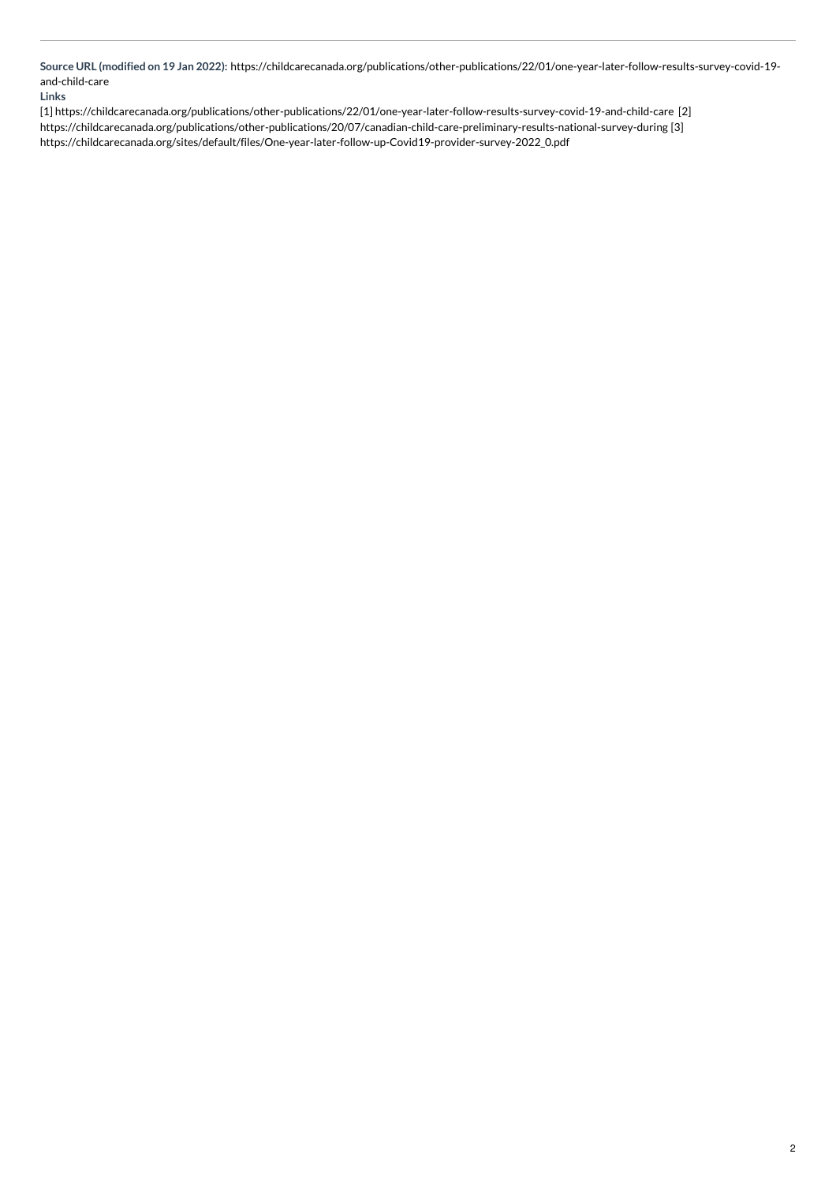**Source URL (modified on 19 Jan 2022):** https://childcarecanada.org/publications/other-publications/22/01/one-year-later-follow-results-survey-covid-19-and-child-care

**Links**

[1] https://childcarecanada.org/publications/other-publications/22/01/one-year-later-follow-results-survey-covid-19-and-child-care [2] https://childcarecanada.org/publications/other-publications/20/07/canadian-child-care-preliminary-results-national-survey-during [3] https://childcarecanada.org/sites/default/files/One-year-later-follow-up-Covid19-provider-survey-2022_0.pdf